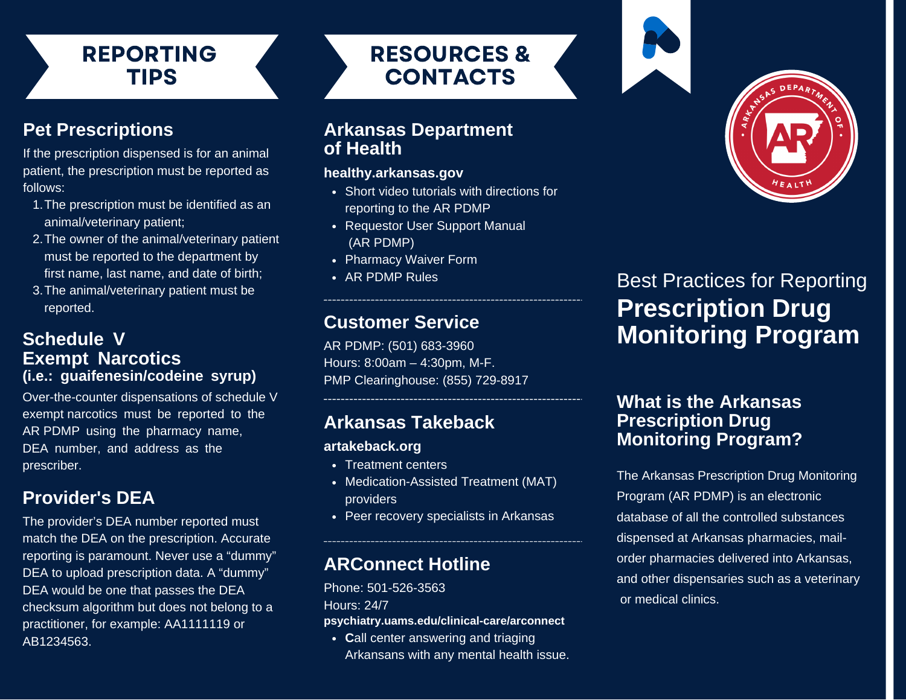# REPORTING TIPS

## Pet Prescriptions

If the prescription dispensed is for an animal patient, the prescription must be reported as follows:

1. The prescription must be identified as an animal/veterinary patient;
2. The owner of the animal/veterinary patient must be reported to the department by first name, last name, and date of birth;
3. The animal/veterinary patient must be reported.

## Schedule V Exempt Narcotics

### (i.e.: guaifenesin/codeine syrup)

Over-the-counter dispensations of schedule V exempt narcotics must be reported to the AR PDMP using the pharmacy name, DEA number, and address as the prescriber.

## Provider's DEA

The provider's DEA number reported must match the DEA on the prescription. Accurate reporting is paramount. Never use a "dummy" DEA to upload prescription data. A "dummy" DEA would be one that passes the DEA checksum algorithm but does not belong to a practitioner, for example: AA1111119 or AB1234563.

# RESOURCES & CONTACTS

## Arkansas Department of Health

**healthy.arkansas.gov**

- Short video tutorials with directions for reporting to the AR PDMP
- Requestor User Support Manual (AR PDMP)
- Pharmacy Waiver Form
- AR PDMP Rules

---

## Customer Service

AR PDMP: (501) 683-3960
Hours: 8:00am – 4:30pm, M-F.
PMP Clearinghouse: (855) 729-8917

---

## Arkansas Takeback

**artakeback.org**

- Treatment centers
- Medication-Assisted Treatment (MAT) providers
- Peer recovery specialists in Arkansas

---

## ARConnect Hotline

Phone: 501-526-3563
Hours: 24/7
**psychiatry.uams.edu/clinical-care/arconnect**

- Call center answering and triaging Arkansans with any mental health issue.

ARKANSAS DEPARTMENT OF HEALTH

Best Practices for Reporting

# Prescription Drug Monitoring Program

## What is the Arkansas Prescription Drug Monitoring Program?

The Arkansas Prescription Drug Monitoring Program (AR PDMP) is an electronic database of all the controlled substances dispensed at Arkansas pharmacies, mail-order pharmacies delivered into Arkansas, and other dispensaries such as a veterinary or medical clinics.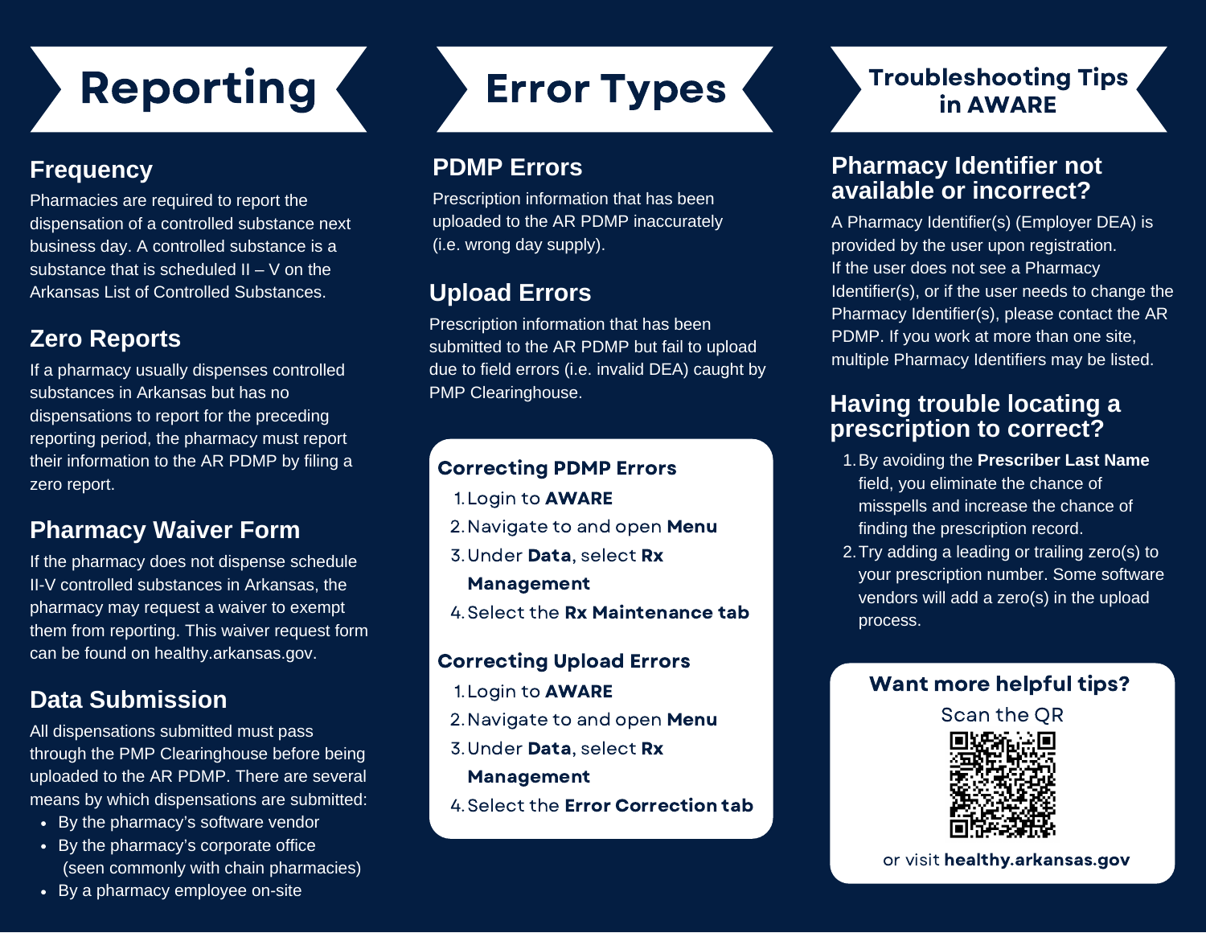# Reporting

## Frequency

Pharmacies are required to report the dispensation of a controlled substance next business day. A controlled substance is a substance that is scheduled II – V on the Arkansas List of Controlled Substances.

## Zero Reports

If a pharmacy usually dispenses controlled substances in Arkansas but has no dispensations to report for the preceding reporting period, the pharmacy must report their information to the AR PDMP by filing a zero report.

## Pharmacy Waiver Form

If the pharmacy does not dispense schedule II-V controlled substances in Arkansas, the pharmacy may request a waiver to exempt them from reporting. This waiver request form can be found on healthy.arkansas.gov.

## Data Submission

All dispensations submitted must pass through the PMP Clearinghouse before being uploaded to the AR PDMP. There are several means by which dispensations are submitted:

- By the pharmacy's software vendor
- By the pharmacy's corporate office (seen commonly with chain pharmacies)
- By a pharmacy employee on-site

# Error Types

## PDMP Errors

Prescription information that has been uploaded to the AR PDMP inaccurately (i.e. wrong day supply).

## Upload Errors

Prescription information that has been submitted to the AR PDMP but fail to upload due to field errors (i.e. invalid DEA) caught by PMP Clearinghouse.

### Correcting PDMP Errors

1. Login to **AWARE**
2. Navigate to and open **Menu**
3. Under **Data**, select **Rx Management**
4. Select the **Rx Maintenance tab**

### Correcting Upload Errors

1. Login to **AWARE**
2. Navigate to and open **Menu**
3. Under **Data**, select **Rx Management**
4. Select the **Error Correction tab**

# Troubleshooting Tips in AWARE

## Pharmacy Identifier not available or incorrect?

A Pharmacy Identifier(s) (Employer DEA) is provided by the user upon registration. If the user does not see a Pharmacy Identifier(s), or if the user needs to change the Pharmacy Identifier(s), please contact the AR PDMP. If you work at more than one site, multiple Pharmacy Identifiers may be listed.

## Having trouble locating a prescription to correct?

1. By avoiding the **Prescriber Last Name** field, you eliminate the chance of misspells and increase the chance of finding the prescription record.
2. Try adding a leading or trailing zero(s) to your prescription number. Some software vendors will add a zero(s) in the upload process.

**Want more helpful tips?**

Scan the QR

or visit **healthy.arkansas.gov**